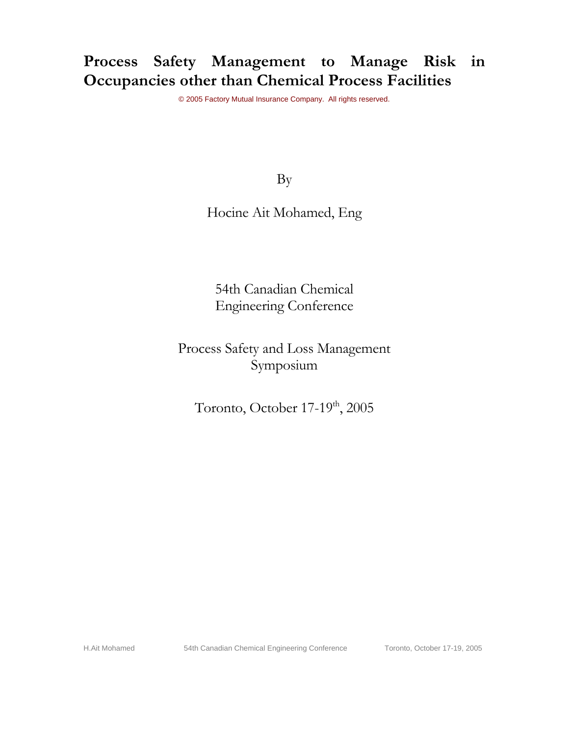# Process Safety Management to Manage Risk in Occupancies other than Chemical Process Facilities

© 2005 Factory Mutual Insurance Company. All rights reserved.

By

Hocine Ait Mohamed, Eng

54th Canadian Chemical Engineering Conference

Process Safety and Loss Management Symposium

Toronto, October 17-19th, 2005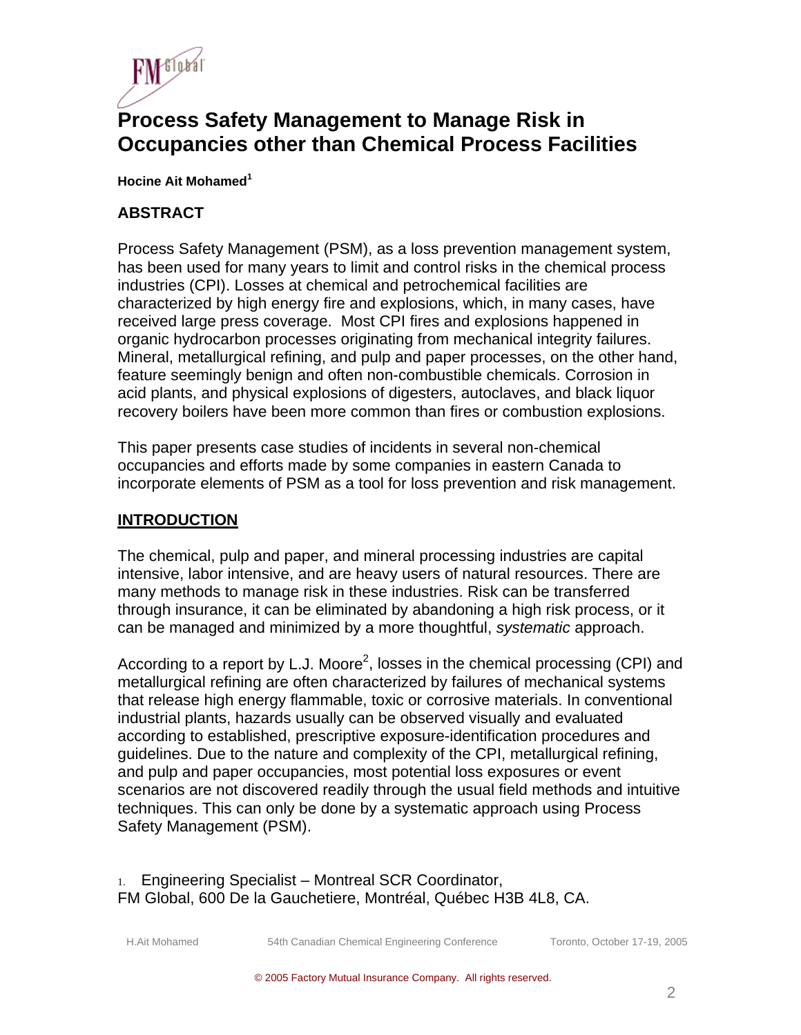# Process Safety Management to Manage Risk in Occupancies other than Chemical Process Facilities

**Hocine Ait Mohamed[1]**

## ABSTRACT

Process Safety Management (PSM), as a loss prevention management system, has been used for many years to limit and control risks in the chemical process industries (CPI). Losses at chemical and petrochemical facilities are characterized by high energy fire and explosions, which, in many cases, have received large press coverage. Most CPI fires and explosions happened in organic hydrocarbon processes originating from mechanical integrity failures. Mineral, metallurgical refining, and pulp and paper processes, on the other hand, feature seemingly benign and often non-combustible chemicals. Corrosion in acid plants, and physical explosions of digesters, autoclaves, and black liquor recovery boilers have been more common than fires or combustion explosions.

This paper presents case studies of incidents in several non-chemical occupancies and efforts made by some companies in eastern Canada to incorporate elements of PSM as a tool for loss prevention and risk management.

## INTRODUCTION

The chemical, pulp and paper, and mineral processing industries are capital intensive, labor intensive, and are heavy users of natural resources. There are many methods to manage risk in these industries. Risk can be transferred through insurance, it can be eliminated by abandoning a high risk process, or it can be managed and minimized by a more thoughtful, *systematic* approach.

According to a report by L.J. Moore[2], losses in the chemical processing (CPI) and metallurgical refining are often characterized by failures of mechanical systems that release high energy flammable, toxic or corrosive materials. In conventional industrial plants, hazards usually can be observed visually and evaluated according to established, prescriptive exposure-identification procedures and guidelines. Due to the nature and complexity of the CPI, metallurgical refining, and pulp and paper occupancies, most potential loss exposures or event scenarios are not discovered readily through the usual field methods and intuitive techniques. This can only be done by a systematic approach using Process Safety Management (PSM).

1. Engineering Specialist – Montreal SCR Coordinator, FM Global, 600 De la Gauchetiere, Montréal, Québec H3B 4L8, CA.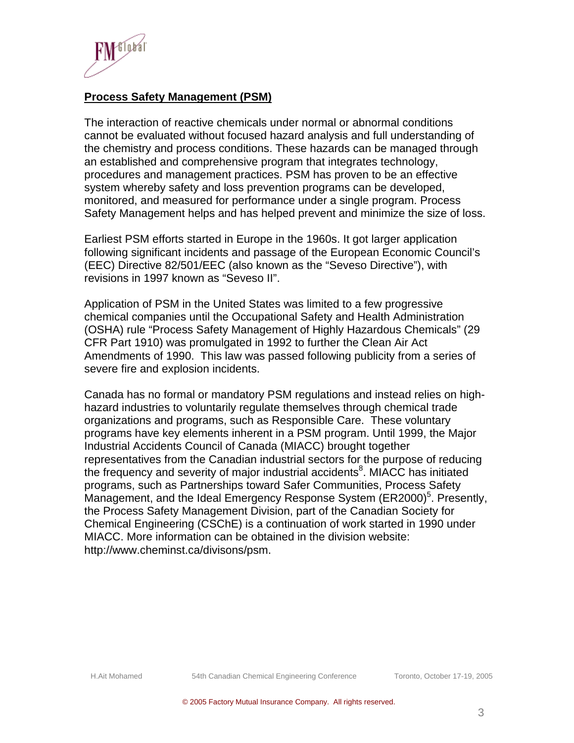## Process Safety Management (PSM)

The interaction of reactive chemicals under normal or abnormal conditions cannot be evaluated without focused hazard analysis and full understanding of the chemistry and process conditions. These hazards can be managed through an established and comprehensive program that integrates technology, procedures and management practices. PSM has proven to be an effective system whereby safety and loss prevention programs can be developed, monitored, and measured for performance under a single program. Process Safety Management helps and has helped prevent and minimize the size of loss.

Earliest PSM efforts started in Europe in the 1960s. It got larger application following significant incidents and passage of the European Economic Council's (EEC) Directive 82/501/EEC (also known as the "Seveso Directive"), with revisions in 1997 known as "Seveso II".

Application of PSM in the United States was limited to a few progressive chemical companies until the Occupational Safety and Health Administration (OSHA) rule "Process Safety Management of Highly Hazardous Chemicals" (29 CFR Part 1910) was promulgated in 1992 to further the Clean Air Act Amendments of 1990. This law was passed following publicity from a series of severe fire and explosion incidents.

Canada has no formal or mandatory PSM regulations and instead relies on high-hazard industries to voluntarily regulate themselves through chemical trade organizations and programs, such as Responsible Care. These voluntary programs have key elements inherent in a PSM program. Until 1999, the Major Industrial Accidents Council of Canada (MIACC) brought together representatives from the Canadian industrial sectors for the purpose of reducing the frequency and severity of major industrial accidents[8]. MIACC has initiated programs, such as Partnerships toward Safer Communities, Process Safety Management, and the Ideal Emergency Response System (ER2000)[5]. Presently, the Process Safety Management Division, part of the Canadian Society for Chemical Engineering (CSChE) is a continuation of work started in 1990 under MIACC. More information can be obtained in the division website: http://www.cheminst.ca/divisons/psm.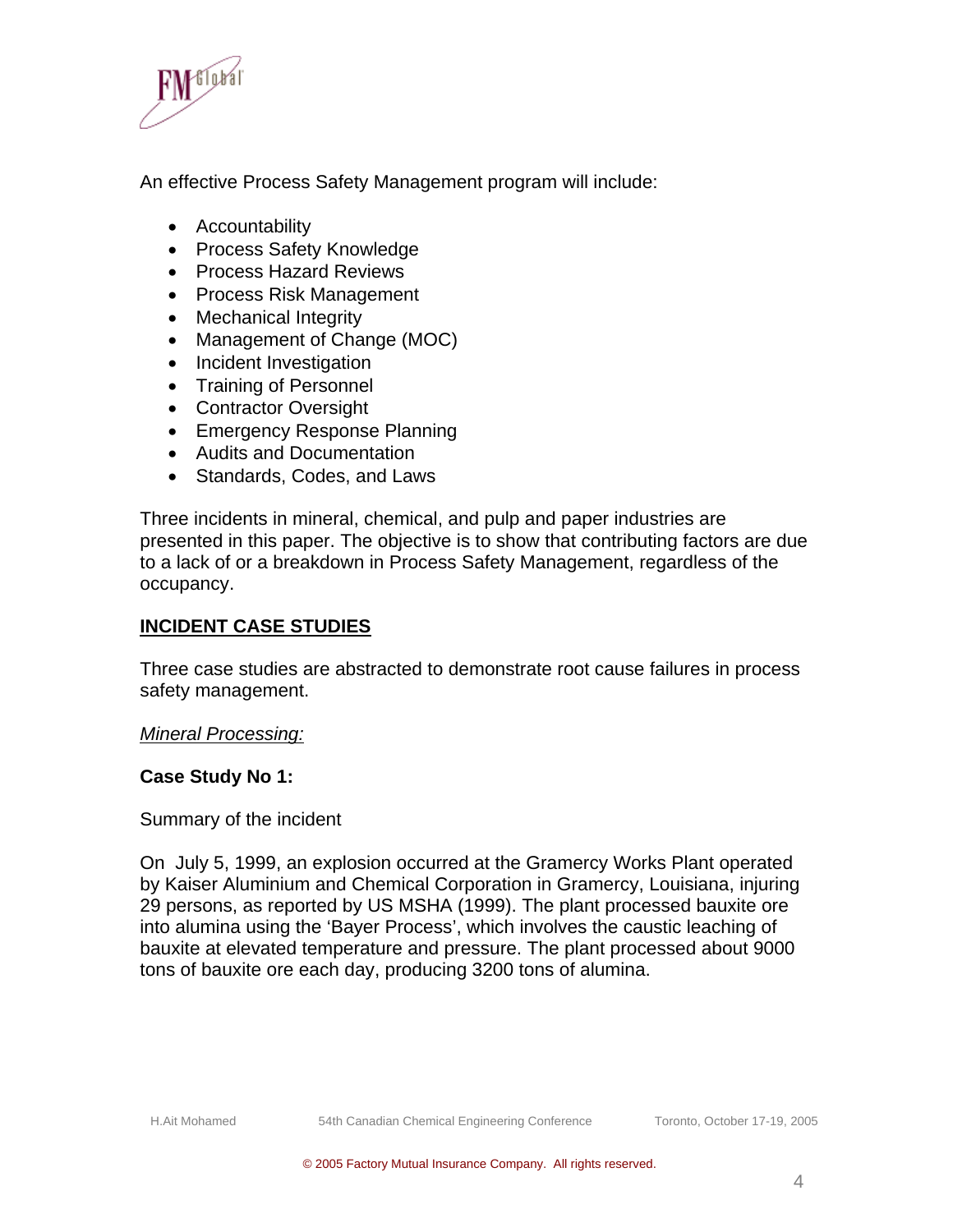An effective Process Safety Management program will include:

- Accountability
- Process Safety Knowledge
- Process Hazard Reviews
- Process Risk Management
- Mechanical Integrity
- Management of Change (MOC)
- Incident Investigation
- Training of Personnel
- Contractor Oversight
- Emergency Response Planning
- Audits and Documentation
- Standards, Codes, and Laws

Three incidents in mineral, chemical, and pulp and paper industries are presented in this paper. The objective is to show that contributing factors are due to a lack of or a breakdown in Process Safety Management, regardless of the occupancy.

## INCIDENT CASE STUDIES

Three case studies are abstracted to demonstrate root cause failures in process safety management.

*Mineral Processing:*

### Case Study No 1:

Summary of the incident

On July 5, 1999, an explosion occurred at the Gramercy Works Plant operated by Kaiser Aluminium and Chemical Corporation in Gramercy, Louisiana, injuring 29 persons, as reported by US MSHA (1999). The plant processed bauxite ore into alumina using the 'Bayer Process', which involves the caustic leaching of bauxite at elevated temperature and pressure. The plant processed about 9000 tons of bauxite ore each day, producing 3200 tons of alumina.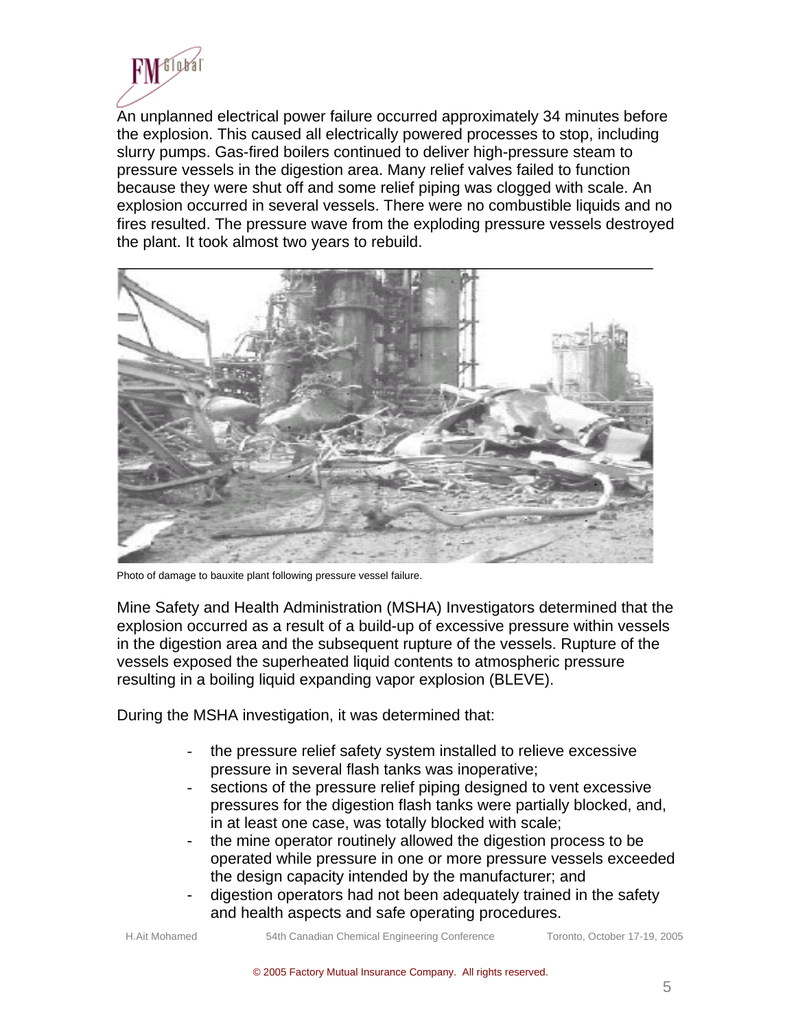An unplanned electrical power failure occurred approximately 34 minutes before the explosion. This caused all electrically powered processes to stop, including slurry pumps. Gas-fired boilers continued to deliver high-pressure steam to pressure vessels in the digestion area. Many relief valves failed to function because they were shut off and some relief piping was clogged with scale. An explosion occurred in several vessels. There were no combustible liquids and no fires resulted. The pressure wave from the exploding pressure vessels destroyed the plant. It took almost two years to rebuild.

Photo of damage to bauxite plant following pressure vessel failure.

Mine Safety and Health Administration (MSHA) Investigators determined that the explosion occurred as a result of a build-up of excessive pressure within vessels in the digestion area and the subsequent rupture of the vessels. Rupture of the vessels exposed the superheated liquid contents to atmospheric pressure resulting in a boiling liquid expanding vapor explosion (BLEVE).

During the MSHA investigation, it was determined that:

- the pressure relief safety system installed to relieve excessive pressure in several flash tanks was inoperative;
- sections of the pressure relief piping designed to vent excessive pressures for the digestion flash tanks were partially blocked, and, in at least one case, was totally blocked with scale;
- the mine operator routinely allowed the digestion process to be operated while pressure in one or more pressure vessels exceeded the design capacity intended by the manufacturer; and
- digestion operators had not been adequately trained in the safety and health aspects and safe operating procedures.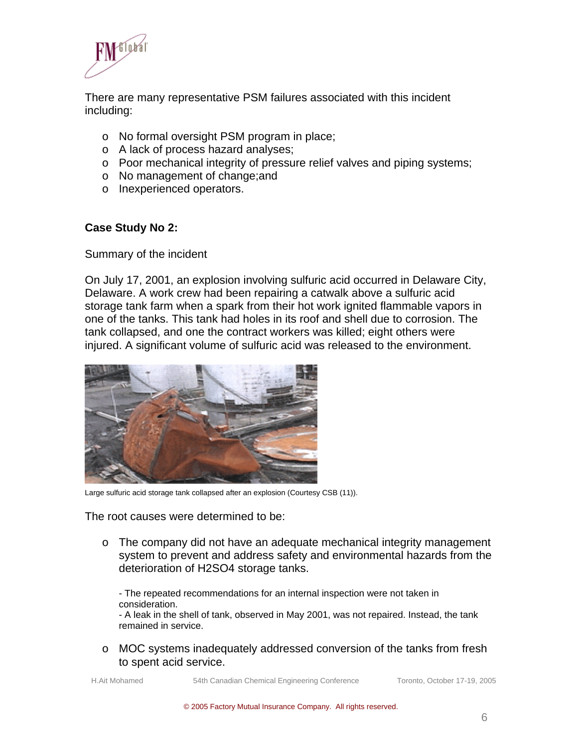There are many representative PSM failures associated with this incident including:

- No formal oversight PSM program in place;
- A lack of process hazard analyses;
- Poor mechanical integrity of pressure relief valves and piping systems;
- No management of change;and
- Inexperienced operators.

**Case Study No 2:**

Summary of the incident

On July 17, 2001, an explosion involving sulfuric acid occurred in Delaware City, Delaware. A work crew had been repairing a catwalk above a sulfuric acid storage tank farm when a spark from their hot work ignited flammable vapors in one of the tanks. This tank had holes in its roof and shell due to corrosion. The tank collapsed, and one the contract workers was killed; eight others were injured. A significant volume of sulfuric acid was released to the environment.

Large sulfuric acid storage tank collapsed after an explosion (Courtesy CSB (11)).

The root causes were determined to be:

- The company did not have an adequate mechanical integrity management system to prevent and address safety and environmental hazards from the deterioration of $H_2SO_4$ storage tanks.

  - The repeated recommendations for an internal inspection were not taken in consideration.
  - A leak in the shell of tank, observed in May 2001, was not repaired. Instead, the tank remained in service.

- MOC systems inadequately addressed conversion of the tanks from fresh to spent acid service.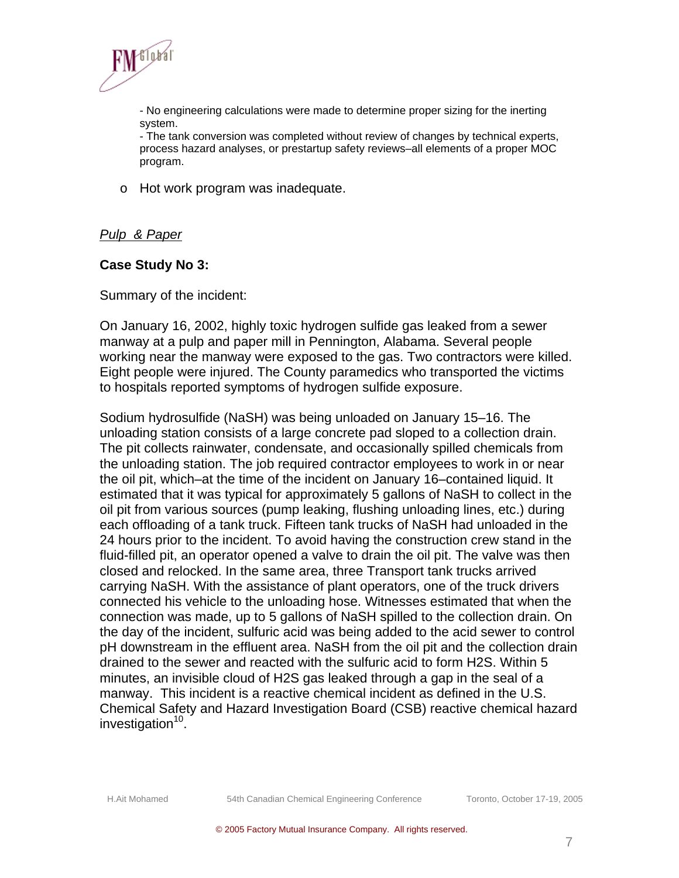- No engineering calculations were made to determine proper sizing for the inerting system.
- The tank conversion was completed without review of changes by technical experts, process hazard analyses, or prestartup safety reviews–all elements of a proper MOC program.

- Hot work program was inadequate.

*Pulp & Paper*

**Case Study No 3:**

Summary of the incident:

On January 16, 2002, highly toxic hydrogen sulfide gas leaked from a sewer manway at a pulp and paper mill in Pennington, Alabama. Several people working near the manway were exposed to the gas. Two contractors were killed. Eight people were injured. The County paramedics who transported the victims to hospitals reported symptoms of hydrogen sulfide exposure.

Sodium hydrosulfide (NaSH) was being unloaded on January 15–16. The unloading station consists of a large concrete pad sloped to a collection drain. The pit collects rainwater, condensate, and occasionally spilled chemicals from the unloading station. The job required contractor employees to work in or near the oil pit, which–at the time of the incident on January 16–contained liquid. It estimated that it was typical for approximately 5 gallons of NaSH to collect in the oil pit from various sources (pump leaking, flushing unloading lines, etc.) during each offloading of a tank truck. Fifteen tank trucks of NaSH had unloaded in the 24 hours prior to the incident. To avoid having the construction crew stand in the fluid-filled pit, an operator opened a valve to drain the oil pit. The valve was then closed and relocked. In the same area, three Transport tank trucks arrived carrying NaSH. With the assistance of plant operators, one of the truck drivers connected his vehicle to the unloading hose. Witnesses estimated that when the connection was made, up to 5 gallons of NaSH spilled to the collection drain. On the day of the incident, sulfuric acid was being added to the acid sewer to control pH downstream in the effluent area. NaSH from the oil pit and the collection drain drained to the sewer and reacted with the sulfuric acid to form H2S. Within 5 minutes, an invisible cloud of H2S gas leaked through a gap in the seal of a manway. This incident is a reactive chemical incident as defined in the U.S. Chemical Safety and Hazard Investigation Board (CSB) reactive chemical hazard investigation[10].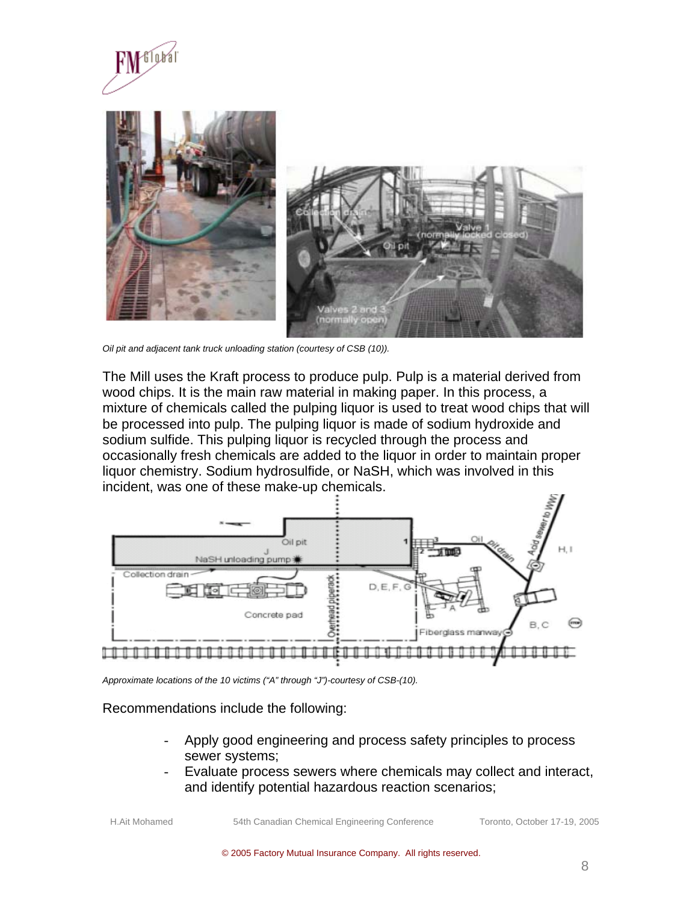*Oil pit and adjacent tank truck unloading station (courtesy of CSB (10)).*

The Mill uses the Kraft process to produce pulp. Pulp is a material derived from wood chips. It is the main raw material in making paper. In this process, a mixture of chemicals called the pulping liquor is used to treat wood chips that will be processed into pulp. The pulping liquor is made of sodium hydroxide and sodium sulfide. This pulping liquor is recycled through the process and occasionally fresh chemicals are added to the liquor in order to maintain proper liquor chemistry. Sodium hydrosulfide, or NaSH, which was involved in this incident, was one of these make-up chemicals.

*Approximate locations of the 10 victims ("A" through "J")-courtesy of CSB-(10).*

Recommendations include the following:

- Apply good engineering and process safety principles to process sewer systems;
- Evaluate process sewers where chemicals may collect and interact, and identify potential hazardous reaction scenarios;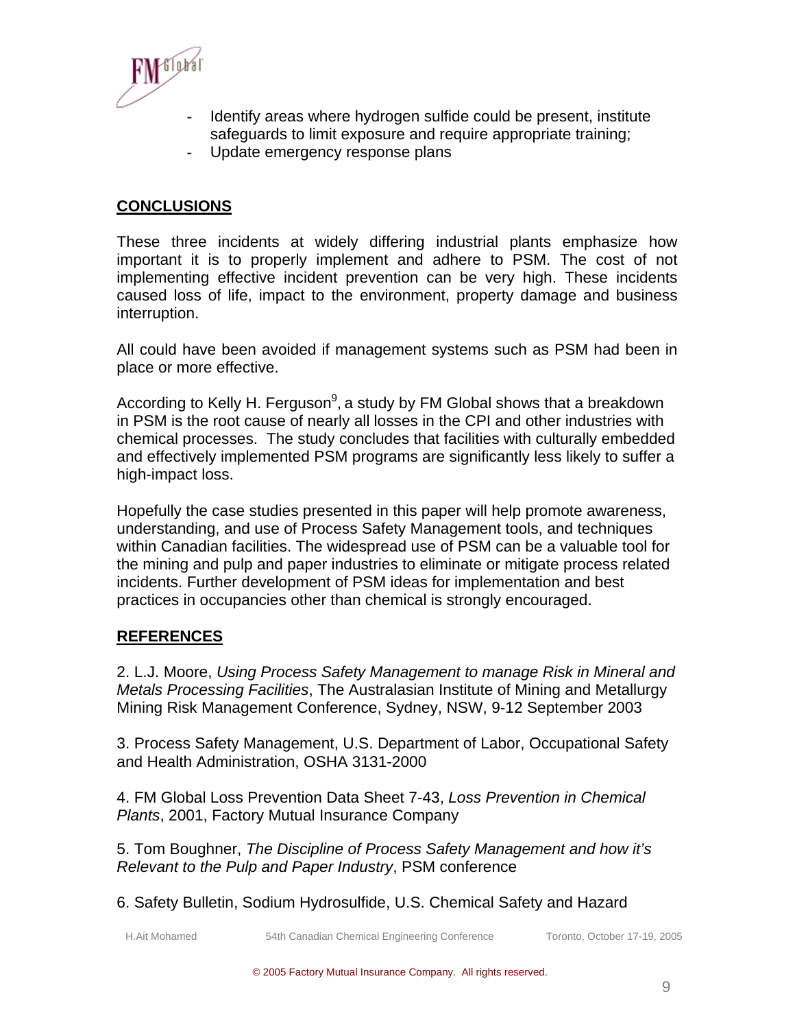- Identify areas where hydrogen sulfide could be present, institute safeguards to limit exposure and require appropriate training;
- Update emergency response plans

## CONCLUSIONS

These three incidents at widely differing industrial plants emphasize how important it is to properly implement and adhere to PSM. The cost of not implementing effective incident prevention can be very high. These incidents caused loss of life, impact to the environment, property damage and business interruption.

All could have been avoided if management systems such as PSM had been in place or more effective.

According to Kelly H. Ferguson[9], a study by FM Global shows that a breakdown in PSM is the root cause of nearly all losses in the CPI and other industries with chemical processes. The study concludes that facilities with culturally embedded and effectively implemented PSM programs are significantly less likely to suffer a high-impact loss.

Hopefully the case studies presented in this paper will help promote awareness, understanding, and use of Process Safety Management tools, and techniques within Canadian facilities. The widespread use of PSM can be a valuable tool for the mining and pulp and paper industries to eliminate or mitigate process related incidents. Further development of PSM ideas for implementation and best practices in occupancies other than chemical is strongly encouraged.

## REFERENCES

2. L.J. Moore, *Using Process Safety Management to manage Risk in Mineral and Metals Processing Facilities*, The Australasian Institute of Mining and Metallurgy Mining Risk Management Conference, Sydney, NSW, 9-12 September 2003

3. Process Safety Management, U.S. Department of Labor, Occupational Safety and Health Administration, OSHA 3131-2000

4. FM Global Loss Prevention Data Sheet 7-43, *Loss Prevention in Chemical Plants*, 2001, Factory Mutual Insurance Company

5. Tom Boughner, *The Discipline of Process Safety Management and how it's Relevant to the Pulp and Paper Industry*, PSM conference

6. Safety Bulletin, Sodium Hydrosulfide, U.S. Chemical Safety and Hazard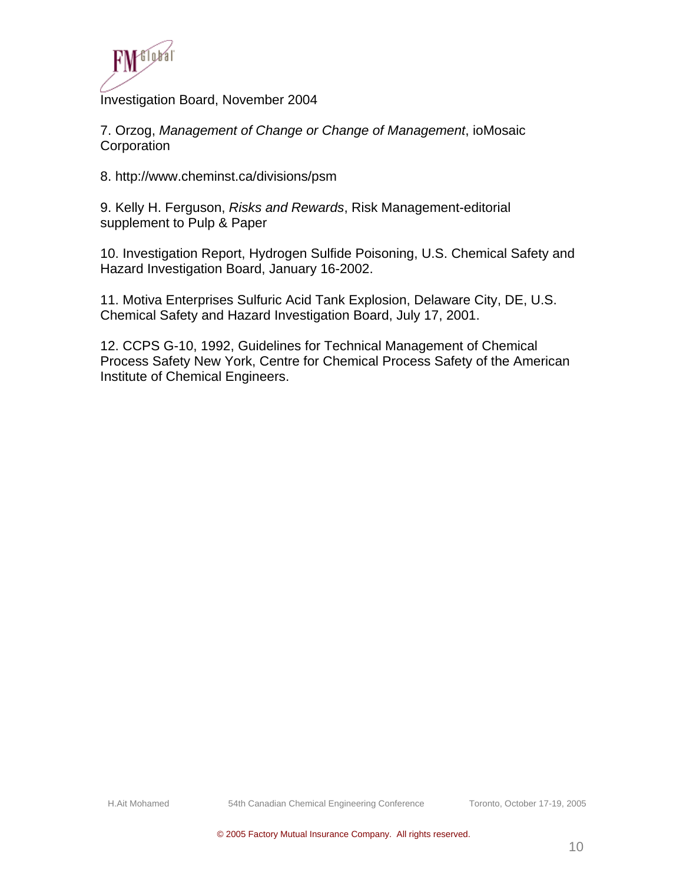Investigation Board, November 2004

7. Orzog, *Management of Change or Change of Management*, ioMosaic Corporation

8. http://www.cheminst.ca/divisions/psm

9. Kelly H. Ferguson, *Risks and Rewards*, Risk Management-editorial supplement to Pulp & Paper

10. Investigation Report, Hydrogen Sulfide Poisoning, U.S. Chemical Safety and Hazard Investigation Board, January 16-2002.

11. Motiva Enterprises Sulfuric Acid Tank Explosion, Delaware City, DE, U.S. Chemical Safety and Hazard Investigation Board, July 17, 2001.

12. CCPS G-10, 1992, Guidelines for Technical Management of Chemical Process Safety New York, Centre for Chemical Process Safety of the American Institute of Chemical Engineers.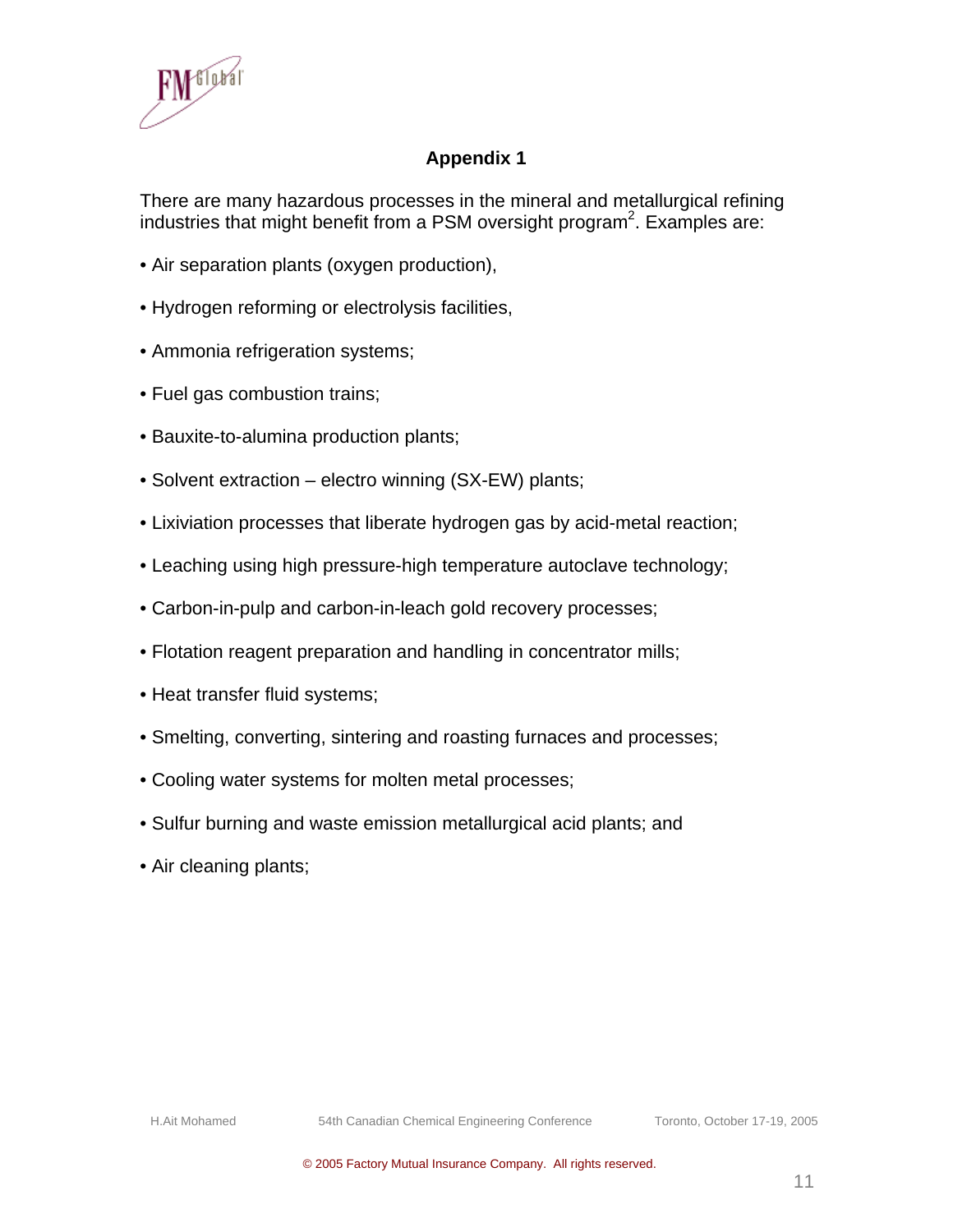## Appendix 1

There are many hazardous processes in the mineral and metallurgical refining industries that might benefit from a PSM oversight program[2]. Examples are:

- Air separation plants (oxygen production),
- Hydrogen reforming or electrolysis facilities,
- Ammonia refrigeration systems;
- Fuel gas combustion trains;
- Bauxite-to-alumina production plants;
- Solvent extraction – electro winning (SX-EW) plants;
- Lixiviation processes that liberate hydrogen gas by acid-metal reaction;
- Leaching using high pressure-high temperature autoclave technology;
- Carbon-in-pulp and carbon-in-leach gold recovery processes;
- Flotation reagent preparation and handling in concentrator mills;
- Heat transfer fluid systems;
- Smelting, converting, sintering and roasting furnaces and processes;
- Cooling water systems for molten metal processes;
- Sulfur burning and waste emission metallurgical acid plants; and
- Air cleaning plants;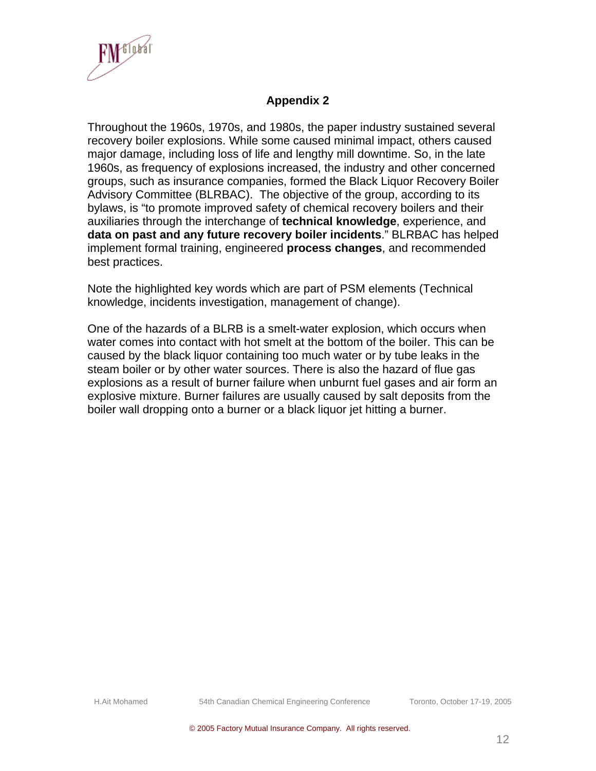## Appendix 2

Throughout the 1960s, 1970s, and 1980s, the paper industry sustained several recovery boiler explosions. While some caused minimal impact, others caused major damage, including loss of life and lengthy mill downtime. So, in the late 1960s, as frequency of explosions increased, the industry and other concerned groups, such as insurance companies, formed the Black Liquor Recovery Boiler Advisory Committee (BLRBAC). The objective of the group, according to its bylaws, is "to promote improved safety of chemical recovery boilers and their auxiliaries through the interchange of **technical knowledge**, experience, and **data on past and any future recovery boiler incidents**." BLRBAC has helped implement formal training, engineered **process changes**, and recommended best practices.

Note the highlighted key words which are part of PSM elements (Technical knowledge, incidents investigation, management of change).

One of the hazards of a BLRB is a smelt-water explosion, which occurs when water comes into contact with hot smelt at the bottom of the boiler. This can be caused by the black liquor containing too much water or by tube leaks in the steam boiler or by other water sources. There is also the hazard of flue gas explosions as a result of burner failure when unburnt fuel gases and air form an explosive mixture. Burner failures are usually caused by salt deposits from the boiler wall dropping onto a burner or a black liquor jet hitting a burner.